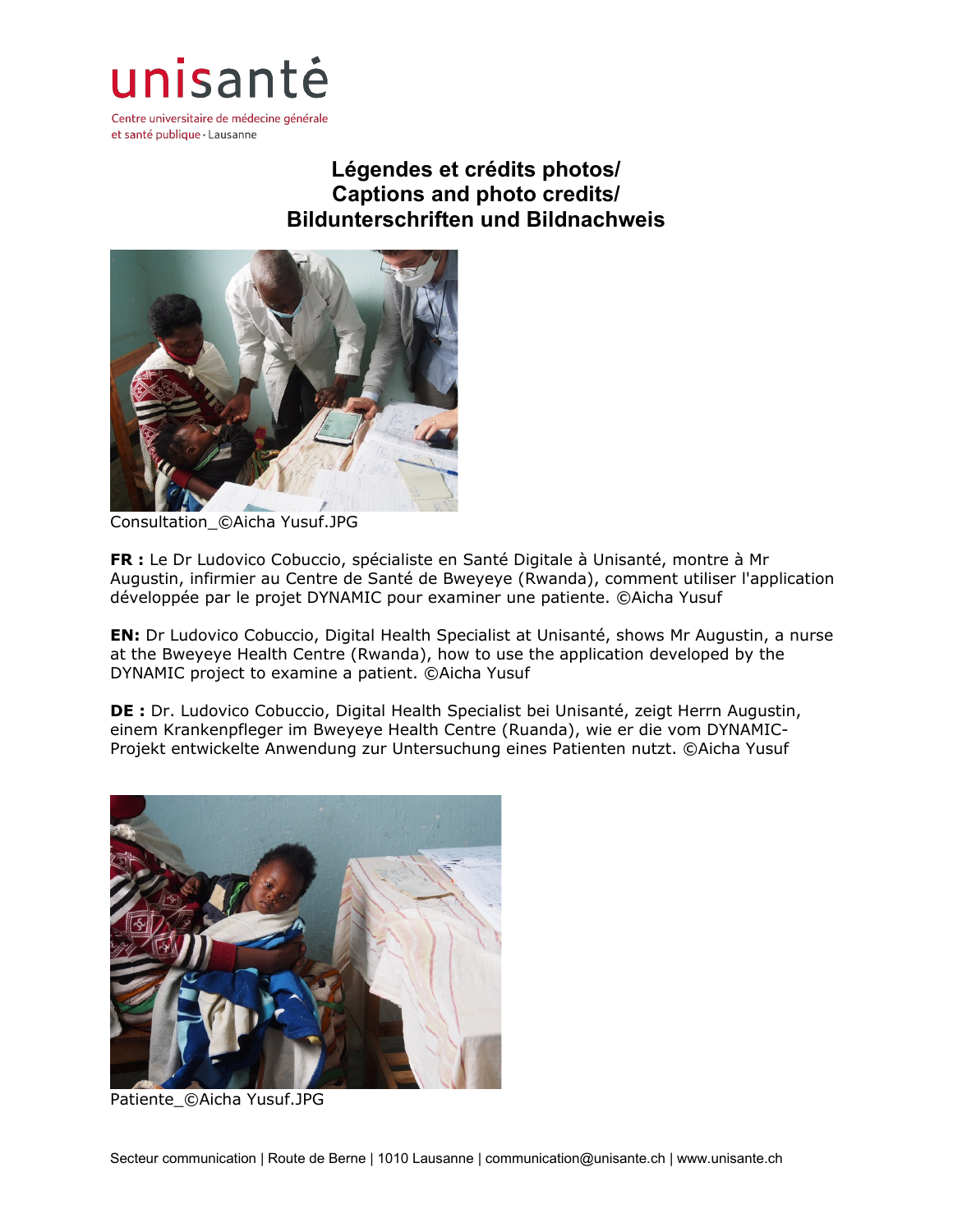unisanté

Centre universitaire de médecine générale et santé publique • Lausanne

# Légendes et crédits photos/
# Captions and photo credits/
# Bildunterschriften und Bildnachweis

Consultation_©Aicha Yusuf.JPG

**FR :** Le Dr Ludovico Cobuccio, spécialiste en Santé Digitale à Unisanté, montre à Mr Augustin, infirmier au Centre de Santé de Bweyeye (Rwanda), comment utiliser l'application développée par le projet DYNAMIC pour examiner une patiente. ©Aicha Yusuf

**EN:** Dr Ludovico Cobuccio, Digital Health Specialist at Unisanté, shows Mr Augustin, a nurse at the Bweyeye Health Centre (Rwanda), how to use the application developed by the DYNAMIC project to examine a patient. ©Aicha Yusuf

**DE :** Dr. Ludovico Cobuccio, Digital Health Specialist bei Unisanté, zeigt Herrn Augustin, einem Krankenpfleger im Bweyeye Health Centre (Ruanda), wie er die vom DYNAMIC-Projekt entwickelte Anwendung zur Untersuchung eines Patienten nutzt. ©Aicha Yusuf

Patiente_©Aicha Yusuf.JPG

Secteur communication | Route de Berne | 1010 Lausanne | communication@unisante.ch | www.unisante.ch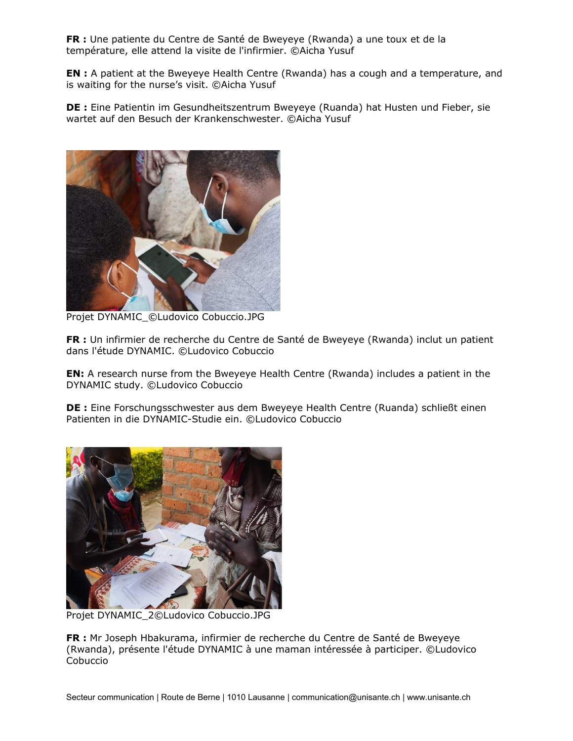**FR :** Une patiente du Centre de Santé de Bweyeye (Rwanda) a une toux et de la température, elle attend la visite de l'infirmier. ©Aicha Yusuf

**EN :** A patient at the Bweyeye Health Centre (Rwanda) has a cough and a temperature, and is waiting for the nurse's visit. ©Aicha Yusuf

**DE :** Eine Patientin im Gesundheitszentrum Bweyeye (Ruanda) hat Husten und Fieber, sie wartet auf den Besuch der Krankenschwester. ©Aicha Yusuf

Projet DYNAMIC_©Ludovico Cobuccio.JPG

**FR :** Un infirmier de recherche du Centre de Santé de Bweyeye (Rwanda) inclut un patient dans l'étude DYNAMIC. ©Ludovico Cobuccio

**EN:** A research nurse from the Bweyeye Health Centre (Rwanda) includes a patient in the DYNAMIC study. ©Ludovico Cobuccio

**DE :** Eine Forschungsschwester aus dem Bweyeye Health Centre (Ruanda) schließt einen Patienten in die DYNAMIC-Studie ein. ©Ludovico Cobuccio

Projet DYNAMIC_2©Ludovico Cobuccio.JPG

**FR :** Mr Joseph Hbakurama, infirmier de recherche du Centre de Santé de Bweyeye (Rwanda), présente l'étude DYNAMIC à une maman intéressée à participer. ©Ludovico Cobuccio

Secteur communication | Route de Berne | 1010 Lausanne | communication@unisante.ch | www.unisante.ch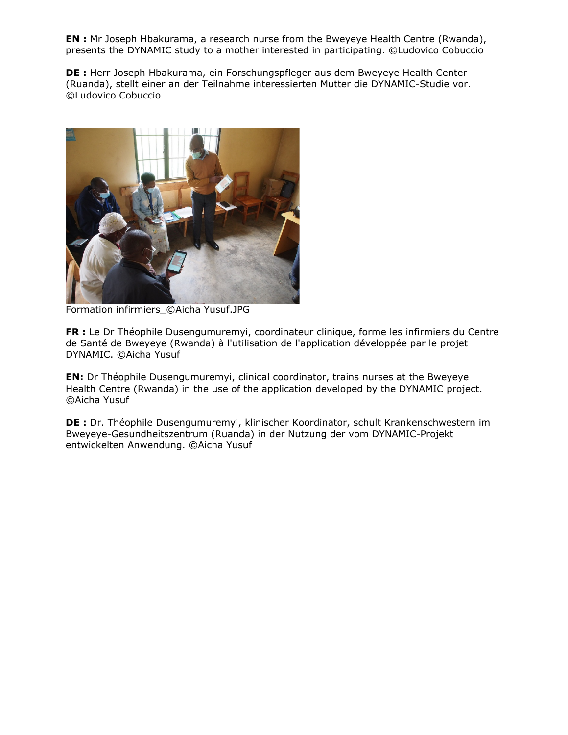**EN :** Mr Joseph Hbakurama, a research nurse from the Bweyeye Health Centre (Rwanda), presents the DYNAMIC study to a mother interested in participating. ©Ludovico Cobuccio

**DE :** Herr Joseph Hbakurama, ein Forschungspfleger aus dem Bweyeye Health Center (Ruanda), stellt einer an der Teilnahme interessierten Mutter die DYNAMIC-Studie vor. ©Ludovico Cobuccio

Formation infirmiers_©Aicha Yusuf.JPG

**FR :** Le Dr Théophile Dusengumuremyi, coordinateur clinique, forme les infirmiers du Centre de Santé de Bweyeye (Rwanda) à l'utilisation de l'application développée par le projet DYNAMIC. ©Aicha Yusuf

**EN:** Dr Théophile Dusengumuremyi, clinical coordinator, trains nurses at the Bweyeye Health Centre (Rwanda) in the use of the application developed by the DYNAMIC project. ©Aicha Yusuf

**DE :** Dr. Théophile Dusengumuremyi, klinischer Koordinator, schult Krankenschwestern im Bweyeye-Gesundheitszentrum (Ruanda) in der Nutzung der vom DYNAMIC-Projekt entwickelten Anwendung. ©Aicha Yusuf